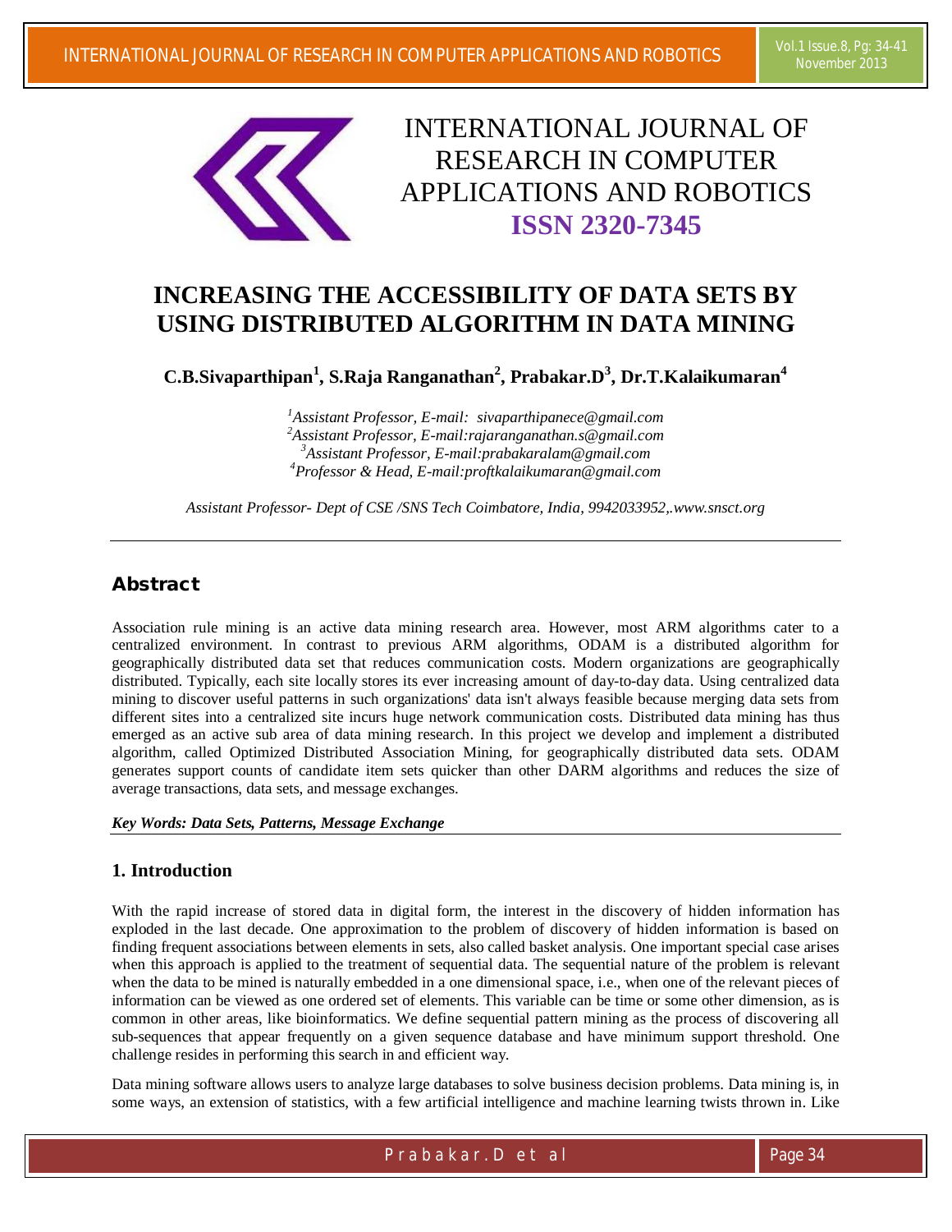# INTERNATIONAL JOURNAL OF RESEARCH IN COMPUTER APPLICATIONS AND ROBOTICS

**ISSN 2320-7345**

# INCREASING THE ACCESSIBILITY OF DATA SETS BY USING DISTRIBUTED ALGORITHM IN DATA MINING

**C.B.Sivaparthipan[1], S.Raja Ranganathan[2], Prabakar.D[3], Dr.T.Kalaikumaran[4]**

*[1]Assistant Professor, E-mail: sivaparthipanece@gmail.com*
*[2]Assistant Professor, E-mail:rajaranganathan.s@gmail.com*
*[3]Assistant Professor, E-mail:prabakaralam@gmail.com*
*[4]Professor & Head, E-mail:proftkalaikumaran@gmail.com*

*Assistant Professor- Dept of CSE /SNS Tech Coimbatore, India, 9942033952,.www.snsct.org*

## Abstract

Association rule mining is an active data mining research area. However, most ARM algorithms cater to a centralized environment. In contrast to previous ARM algorithms, ODAM is a distributed algorithm for geographically distributed data set that reduces communication costs. Modern organizations are geographically distributed. Typically, each site locally stores its ever increasing amount of day-to-day data. Using centralized data mining to discover useful patterns in such organizations' data isn't always feasible because merging data sets from different sites into a centralized site incurs huge network communication costs. Distributed data mining has thus emerged as an active sub area of data mining research. In this project we develop and implement a distributed algorithm, called Optimized Distributed Association Mining, for geographically distributed data sets. ODAM generates support counts of candidate item sets quicker than other DARM algorithms and reduces the size of average transactions, data sets, and message exchanges.

***Key Words: Data Sets, Patterns, Message Exchange***

## 1. Introduction

With the rapid increase of stored data in digital form, the interest in the discovery of hidden information has exploded in the last decade. One approximation to the problem of discovery of hidden information is based on finding frequent associations between elements in sets, also called basket analysis. One important special case arises when this approach is applied to the treatment of sequential data. The sequential nature of the problem is relevant when the data to be mined is naturally embedded in a one dimensional space, i.e., when one of the relevant pieces of information can be viewed as one ordered set of elements. This variable can be time or some other dimension, as is common in other areas, like bioinformatics. We define sequential pattern mining as the process of discovering all sub-sequences that appear frequently on a given sequence database and have minimum support threshold. One challenge resides in performing this search in and efficient way.

Data mining software allows users to analyze large databases to solve business decision problems. Data mining is, in some ways, an extension of statistics, with a few artificial intelligence and machine learning twists thrown in. Like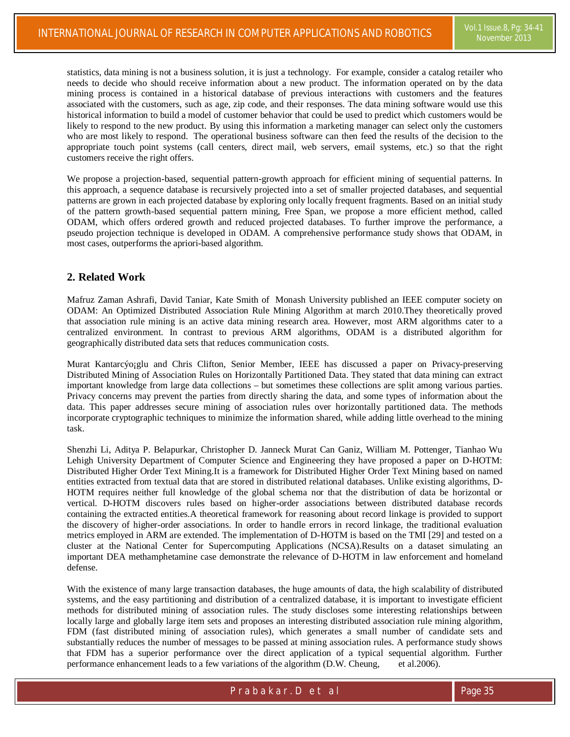statistics, data mining is not a business solution, it is just a technology. For example, consider a catalog retailer who needs to decide who should receive information about a new product. The information operated on by the data mining process is contained in a historical database of previous interactions with customers and the features associated with the customers, such as age, zip code, and their responses. The data mining software would use this historical information to build a model of customer behavior that could be used to predict which customers would be likely to respond to the new product. By using this information a marketing manager can select only the customers who are most likely to respond. The operational business software can then feed the results of the decision to the appropriate touch point systems (call centers, direct mail, web servers, email systems, etc.) so that the right customers receive the right offers.

We propose a projection-based, sequential pattern-growth approach for efficient mining of sequential patterns. In this approach, a sequence database is recursively projected into a set of smaller projected databases, and sequential patterns are grown in each projected database by exploring only locally frequent fragments. Based on an initial study of the pattern growth-based sequential pattern mining, Free Span, we propose a more efficient method, called ODAM, which offers ordered growth and reduced projected databases. To further improve the performance, a pseudo projection technique is developed in ODAM. A comprehensive performance study shows that ODAM, in most cases, outperforms the apriori-based algorithm.

## 2. Related Work

Mafruz Zaman Ashrafi, David Taniar, Kate Smith of Monash University published an IEEE computer society on ODAM: An Optimized Distributed Association Rule Mining Algorithm at march 2010.They theoretically proved that association rule mining is an active data mining research area. However, most ARM algorithms cater to a centralized environment. In contrast to previous ARM algorithms, ODAM is a distributed algorithm for geographically distributed data sets that reduces communication costs.

Murat Kantarcýo¡glu and Chris Clifton, Senior Member, IEEE has discussed a paper on Privacy-preserving Distributed Mining of Association Rules on Horizontally Partitioned Data. They stated that data mining can extract important knowledge from large data collections – but sometimes these collections are split among various parties. Privacy concerns may prevent the parties from directly sharing the data, and some types of information about the data. This paper addresses secure mining of association rules over horizontally partitioned data. The methods incorporate cryptographic techniques to minimize the information shared, while adding little overhead to the mining task.

Shenzhi Li, Aditya P. Belapurkar, Christopher D. Janneck Murat Can Ganiz, William M. Pottenger, Tianhao Wu Lehigh University Department of Computer Science and Engineering they have proposed a paper on D-HOTM: Distributed Higher Order Text Mining.It is a framework for Distributed Higher Order Text Mining based on named entities extracted from textual data that are stored in distributed relational databases. Unlike existing algorithms, D-HOTM requires neither full knowledge of the global schema nor that the distribution of data be horizontal or vertical. D-HOTM discovers rules based on higher-order associations between distributed database records containing the extracted entities.A theoretical framework for reasoning about record linkage is provided to support the discovery of higher-order associations. In order to handle errors in record linkage, the traditional evaluation metrics employed in ARM are extended. The implementation of D-HOTM is based on the TMI [29] and tested on a cluster at the National Center for Supercomputing Applications (NCSA).Results on a dataset simulating an important DEA methamphetamine case demonstrate the relevance of D-HOTM in law enforcement and homeland defense.

With the existence of many large transaction databases, the huge amounts of data, the high scalability of distributed systems, and the easy partitioning and distribution of a centralized database, it is important to investigate efficient methods for distributed mining of association rules. The study discloses some interesting relationships between locally large and globally large item sets and proposes an interesting distributed association rule mining algorithm, FDM (fast distributed mining of association rules), which generates a small number of candidate sets and substantially reduces the number of messages to be passed at mining association rules. A performance study shows that FDM has a superior performance over the direct application of a typical sequential algorithm. Further performance enhancement leads to a few variations of the algorithm (D.W. Cheung, et al.2006).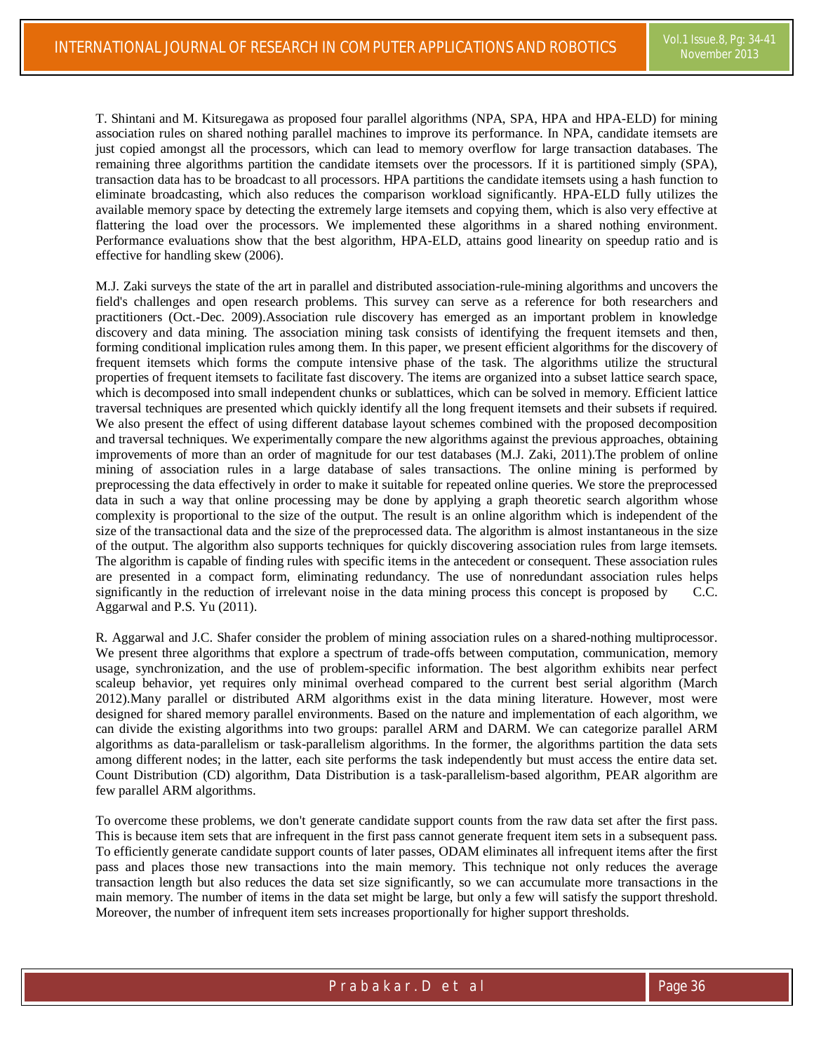T. Shintani and M. Kitsuregawa as proposed four parallel algorithms (NPA, SPA, HPA and HPA-ELD) for mining association rules on shared nothing parallel machines to improve its performance. In NPA, candidate itemsets are just copied amongst all the processors, which can lead to memory overflow for large transaction databases. The remaining three algorithms partition the candidate itemsets over the processors. If it is partitioned simply (SPA), transaction data has to be broadcast to all processors. HPA partitions the candidate itemsets using a hash function to eliminate broadcasting, which also reduces the comparison workload significantly. HPA-ELD fully utilizes the available memory space by detecting the extremely large itemsets and copying them, which is also very effective at flattering the load over the processors. We implemented these algorithms in a shared nothing environment. Performance evaluations show that the best algorithm, HPA-ELD, attains good linearity on speedup ratio and is effective for handling skew (2006).

M.J. Zaki surveys the state of the art in parallel and distributed association-rule-mining algorithms and uncovers the field's challenges and open research problems. This survey can serve as a reference for both researchers and practitioners (Oct.-Dec. 2009).Association rule discovery has emerged as an important problem in knowledge discovery and data mining. The association mining task consists of identifying the frequent itemsets and then, forming conditional implication rules among them. In this paper, we present efficient algorithms for the discovery of frequent itemsets which forms the compute intensive phase of the task. The algorithms utilize the structural properties of frequent itemsets to facilitate fast discovery. The items are organized into a subset lattice search space, which is decomposed into small independent chunks or sublattices, which can be solved in memory. Efficient lattice traversal techniques are presented which quickly identify all the long frequent itemsets and their subsets if required. We also present the effect of using different database layout schemes combined with the proposed decomposition and traversal techniques. We experimentally compare the new algorithms against the previous approaches, obtaining improvements of more than an order of magnitude for our test databases (M.J. Zaki, 2011).The problem of online mining of association rules in a large database of sales transactions. The online mining is performed by preprocessing the data effectively in order to make it suitable for repeated online queries. We store the preprocessed data in such a way that online processing may be done by applying a graph theoretic search algorithm whose complexity is proportional to the size of the output. The result is an online algorithm which is independent of the size of the transactional data and the size of the preprocessed data. The algorithm is almost instantaneous in the size of the output. The algorithm also supports techniques for quickly discovering association rules from large itemsets. The algorithm is capable of finding rules with specific items in the antecedent or consequent. These association rules are presented in a compact form, eliminating redundancy. The use of nonredundant association rules helps significantly in the reduction of irrelevant noise in the data mining process this concept is proposed by C.C. Aggarwal and P.S. Yu (2011).

R. Aggarwal and J.C. Shafer consider the problem of mining association rules on a shared-nothing multiprocessor. We present three algorithms that explore a spectrum of trade-offs between computation, communication, memory usage, synchronization, and the use of problem-specific information. The best algorithm exhibits near perfect scaleup behavior, yet requires only minimal overhead compared to the current best serial algorithm (March 2012).Many parallel or distributed ARM algorithms exist in the data mining literature. However, most were designed for shared memory parallel environments. Based on the nature and implementation of each algorithm, we can divide the existing algorithms into two groups: parallel ARM and DARM. We can categorize parallel ARM algorithms as data-parallelism or task-parallelism algorithms. In the former, the algorithms partition the data sets among different nodes; in the latter, each site performs the task independently but must access the entire data set. Count Distribution (CD) algorithm, Data Distribution is a task-parallelism-based algorithm, PEAR algorithm are few parallel ARM algorithms.

To overcome these problems, we don't generate candidate support counts from the raw data set after the first pass. This is because item sets that are infrequent in the first pass cannot generate frequent item sets in a subsequent pass. To efficiently generate candidate support counts of later passes, ODAM eliminates all infrequent items after the first pass and places those new transactions into the main memory. This technique not only reduces the average transaction length but also reduces the data set size significantly, so we can accumulate more transactions in the main memory. The number of items in the data set might be large, but only a few will satisfy the support threshold. Moreover, the number of infrequent item sets increases proportionally for higher support thresholds.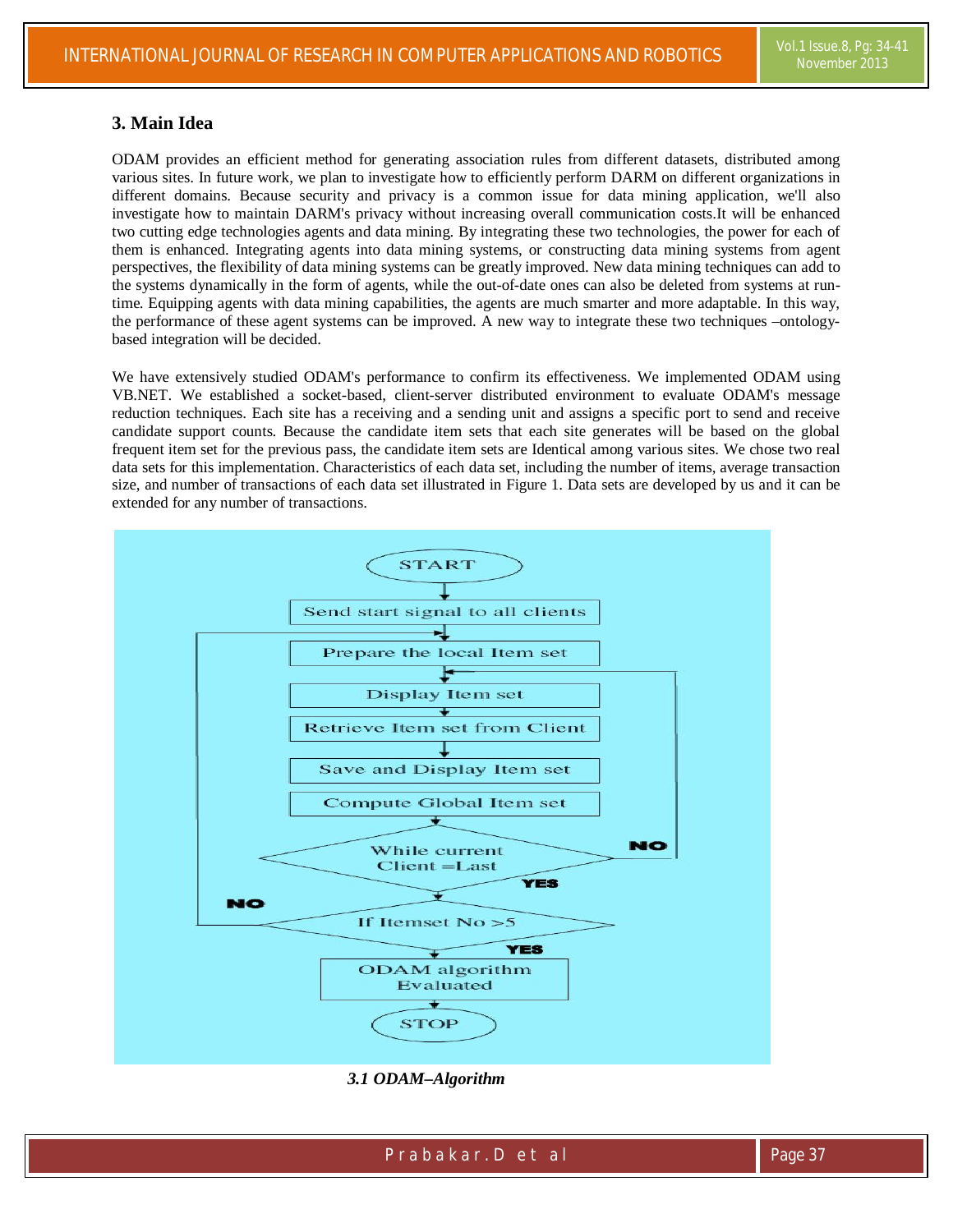## 3. Main Idea

ODAM provides an efficient method for generating association rules from different datasets, distributed among various sites. In future work, we plan to investigate how to efficiently perform DARM on different organizations in different domains. Because security and privacy is a common issue for data mining application, we'll also investigate how to maintain DARM's privacy without increasing overall communication costs.It will be enhanced two cutting edge technologies agents and data mining. By integrating these two technologies, the power for each of them is enhanced. Integrating agents into data mining systems, or constructing data mining systems from agent perspectives, the flexibility of data mining systems can be greatly improved. New data mining techniques can add to the systems dynamically in the form of agents, while the out-of-date ones can also be deleted from systems at run-time. Equipping agents with data mining capabilities, the agents are much smarter and more adaptable. In this way, the performance of these agent systems can be improved. A new way to integrate these two techniques –ontology-based integration will be decided.

We have extensively studied ODAM's performance to confirm its effectiveness. We implemented ODAM using VB.NET. We established a socket-based, client-server distributed environment to evaluate ODAM's message reduction techniques. Each site has a receiving and a sending unit and assigns a specific port to send and receive candidate support counts. Because the candidate item sets that each site generates will be based on the global frequent item set for the previous pass, the candidate item sets are Identical among various sites. We chose two real data sets for this implementation. Characteristics of each data set, including the number of items, average transaction size, and number of transactions of each data set illustrated in Figure 1. Data sets are developed by us and it can be extended for any number of transactions.

START → Send start signal to all clients → Prepare the local Item set → Display Item set → Retrieve Item set from Client → Save and Display Item set → Compute Global Item set → While current Client =Last (NO → Display Item set; YES →) If Itemset No >5 (NO → Prepare the local Item set; YES →) ODAM algorithm Evaluated → STOP

***3.1 ODAM–Algorithm***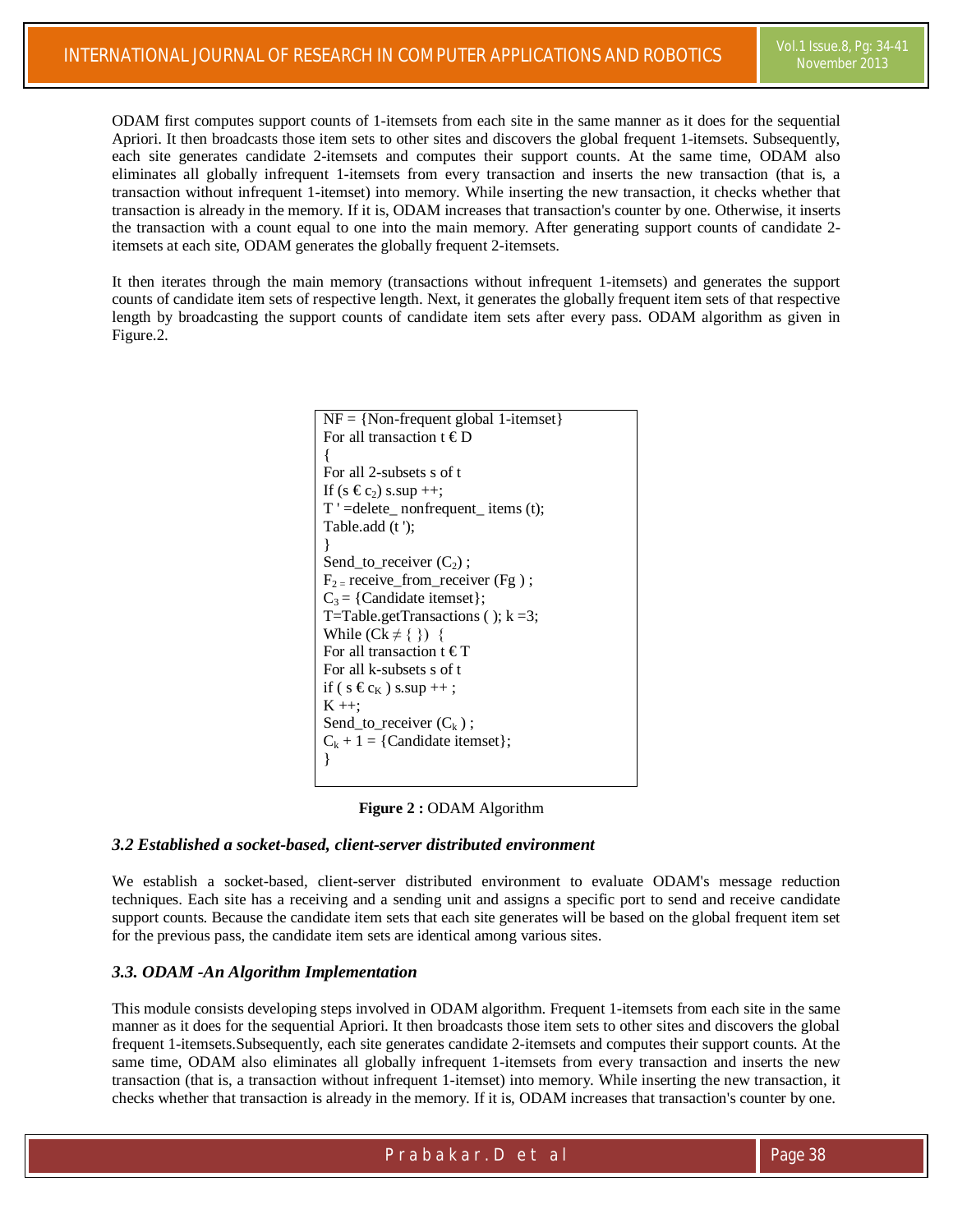ODAM first computes support counts of 1-itemsets from each site in the same manner as it does for the sequential Apriori. It then broadcasts those item sets to other sites and discovers the global frequent 1-itemsets. Subsequently, each site generates candidate 2-itemsets and computes their support counts. At the same time, ODAM also eliminates all globally infrequent 1-itemsets from every transaction and inserts the new transaction (that is, a transaction without infrequent 1-itemset) into memory. While inserting the new transaction, it checks whether that transaction is already in the memory. If it is, ODAM increases that transaction's counter by one. Otherwise, it inserts the transaction with a count equal to one into the main memory. After generating support counts of candidate 2-itemsets at each site, ODAM generates the globally frequent 2-itemsets.

It then iterates through the main memory (transactions without infrequent 1-itemsets) and generates the support counts of candidate item sets of respective length. Next, it generates the globally frequent item sets of that respective length by broadcasting the support counts of candidate item sets after every pass. ODAM algorithm as given in Figure.2.

```
NF = {Non-frequent global 1-itemset}
For all transaction t € D
{
For all 2-subsets s of t
If (s € c2) s.sup ++;
T ' =delete_ nonfrequent_ items (t);
Table.add (t ');
}
Send_to_receiver (C2) ;
F2 = receive_from_receiver (Fg ) ;
C3 = {Candidate itemset};
T=Table.getTransactions ( ); k =3;
While (Ck ≠ { })  {
For all transaction t € T
For all k-subsets s of t
if ( s € cK ) s.sup ++ ;
K ++;
Send_to_receiver (Ck ) ;
Ck + 1 = {Candidate itemset};
}
```

**Figure 2 :** ODAM Algorithm

### *3.2 Established a socket-based, client-server distributed environment*

We establish a socket-based, client-server distributed environment to evaluate ODAM's message reduction techniques. Each site has a receiving and a sending unit and assigns a specific port to send and receive candidate support counts. Because the candidate item sets that each site generates will be based on the global frequent item set for the previous pass, the candidate item sets are identical among various sites.

### *3.3. ODAM -An Algorithm Implementation*

This module consists developing steps involved in ODAM algorithm. Frequent 1-itemsets from each site in the same manner as it does for the sequential Apriori. It then broadcasts those item sets to other sites and discovers the global frequent 1-itemsets.Subsequently, each site generates candidate 2-itemsets and computes their support counts. At the same time, ODAM also eliminates all globally infrequent 1-itemsets from every transaction and inserts the new transaction (that is, a transaction without infrequent 1-itemset) into memory. While inserting the new transaction, it checks whether that transaction is already in the memory. If it is, ODAM increases that transaction's counter by one.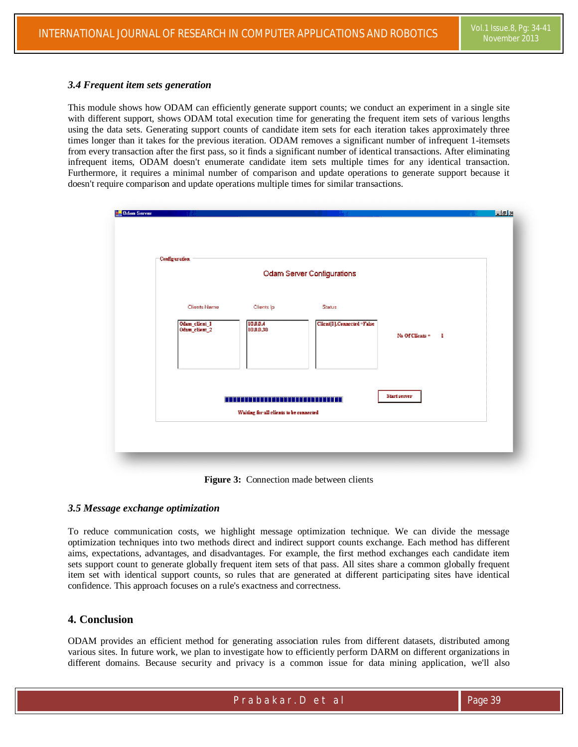### 3.4 Frequent item sets generation

This module shows how ODAM can efficiently generate support counts; we conduct an experiment in a single site with different support, shows ODAM total execution time for generating the frequent item sets of various lengths using the data sets. Generating support counts of candidate item sets for each iteration takes approximately three times longer than it takes for the previous iteration. ODAM removes a significant number of infrequent 1-itemsets from every transaction after the first pass, so it finds a significant number of identical transactions. After eliminating infrequent items, ODAM doesn't enumerate candidate item sets multiple times for any identical transaction. Furthermore, it requires a minimal number of comparison and update operations to generate support because it doesn't require comparison and update operations multiple times for similar transactions.

**Figure 3:** Connection made between clients

### 3.5 Message exchange optimization

To reduce communication costs, we highlight message optimization technique. We can divide the message optimization techniques into two methods direct and indirect support counts exchange. Each method has different aims, expectations, advantages, and disadvantages. For example, the first method exchanges each candidate item sets support count to generate globally frequent item sets of that pass. All sites share a common globally frequent item set with identical support counts, so rules that are generated at different participating sites have identical confidence. This approach focuses on a rule's exactness and correctness.

## 4. Conclusion

ODAM provides an efficient method for generating association rules from different datasets, distributed among various sites. In future work, we plan to investigate how to efficiently perform DARM on different organizations in different domains. Because security and privacy is a common issue for data mining application, we'll also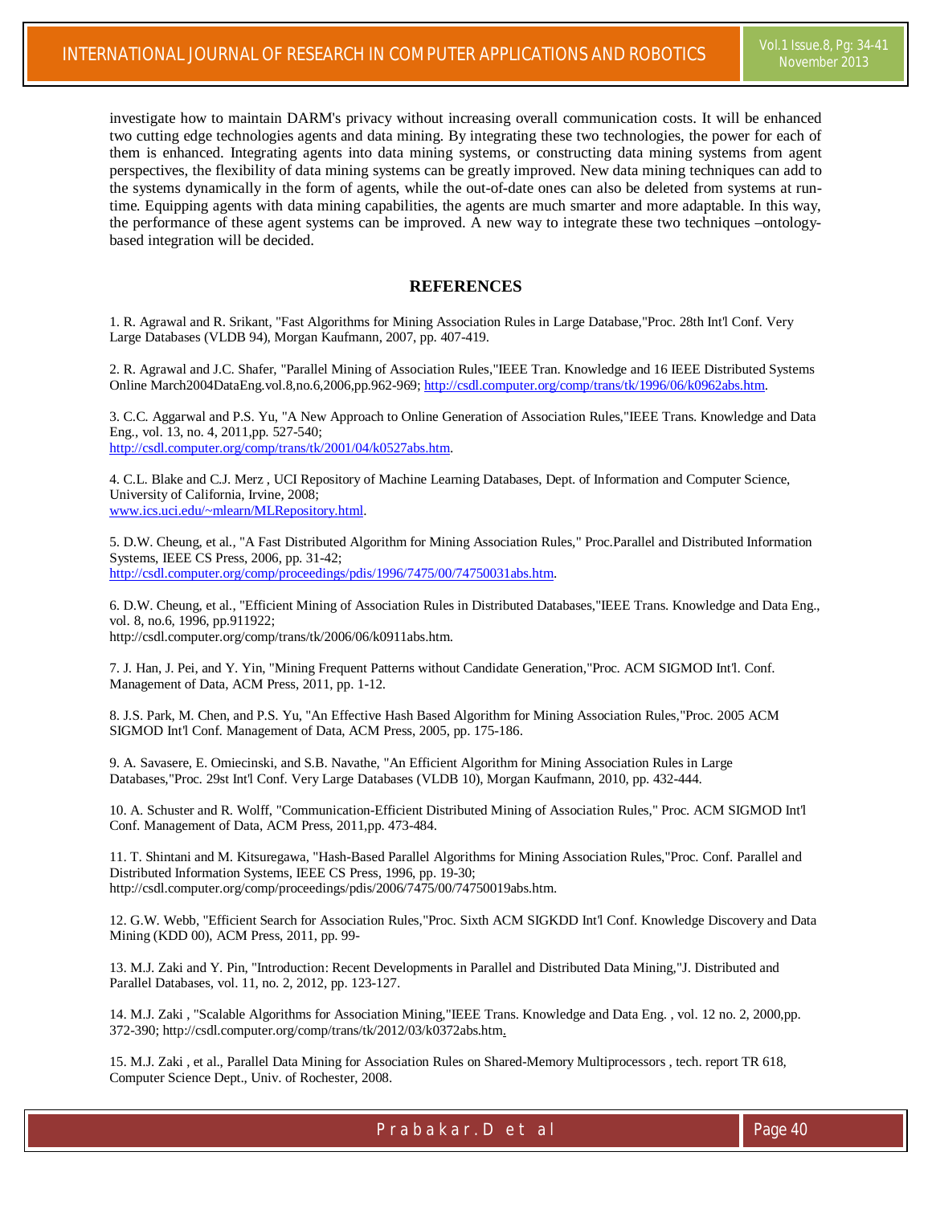investigate how to maintain DARM's privacy without increasing overall communication costs. It will be enhanced two cutting edge technologies agents and data mining. By integrating these two technologies, the power for each of them is enhanced. Integrating agents into data mining systems, or constructing data mining systems from agent perspectives, the flexibility of data mining systems can be greatly improved. New data mining techniques can add to the systems dynamically in the form of agents, while the out-of-date ones can also be deleted from systems at run-time. Equipping agents with data mining capabilities, the agents are much smarter and more adaptable. In this way, the performance of these agent systems can be improved. A new way to integrate these two techniques –ontology-based integration will be decided.

## REFERENCES

1. R. Agrawal and R. Srikant, "Fast Algorithms for Mining Association Rules in Large Database,"Proc. 28th Int'l Conf. Very Large Databases (VLDB 94), Morgan Kaufmann, 2007, pp. 407-419.

2. R. Agrawal and J.C. Shafer, "Parallel Mining of Association Rules,"IEEE Tran. Knowledge and 16 IEEE Distributed Systems Online March2004DataEng.vol.8,no.6,2006,pp.962-969; http://csdl.computer.org/comp/trans/tk/1996/06/k0962abs.htm.

3. C.C. Aggarwal and P.S. Yu, "A New Approach to Online Generation of Association Rules,"IEEE Trans. Knowledge and Data Eng., vol. 13, no. 4, 2011,pp. 527-540; http://csdl.computer.org/comp/trans/tk/2001/04/k0527abs.htm.

4. C.L. Blake and C.J. Merz , UCI Repository of Machine Learning Databases, Dept. of Information and Computer Science, University of California, Irvine, 2008; www.ics.uci.edu/~mlearn/MLRepository.html.

5. D.W. Cheung, et al., "A Fast Distributed Algorithm for Mining Association Rules," Proc.Parallel and Distributed Information Systems, IEEE CS Press, 2006, pp. 31-42; http://csdl.computer.org/comp/proceedings/pdis/1996/7475/00/74750031abs.htm.

6. D.W. Cheung, et al., "Efficient Mining of Association Rules in Distributed Databases,"IEEE Trans. Knowledge and Data Eng., vol. 8, no.6, 1996, pp.911922; http://csdl.computer.org/comp/trans/tk/2006/06/k0911abs.htm.

7. J. Han, J. Pei, and Y. Yin, "Mining Frequent Patterns without Candidate Generation,"Proc. ACM SIGMOD Int'l. Conf. Management of Data, ACM Press, 2011, pp. 1-12.

8. J.S. Park, M. Chen, and P.S. Yu, "An Effective Hash Based Algorithm for Mining Association Rules,"Proc. 2005 ACM SIGMOD Int'l Conf. Management of Data, ACM Press, 2005, pp. 175-186.

9. A. Savasere, E. Omiecinski, and S.B. Navathe, "An Efficient Algorithm for Mining Association Rules in Large Databases,"Proc. 29st Int'l Conf. Very Large Databases (VLDB 10), Morgan Kaufmann, 2010, pp. 432-444.

10. A. Schuster and R. Wolff, "Communication-Efficient Distributed Mining of Association Rules," Proc. ACM SIGMOD Int'l Conf. Management of Data, ACM Press, 2011,pp. 473-484.

11. T. Shintani and M. Kitsuregawa, "Hash-Based Parallel Algorithms for Mining Association Rules,"Proc. Conf. Parallel and Distributed Information Systems, IEEE CS Press, 1996, pp. 19-30; http://csdl.computer.org/comp/proceedings/pdis/2006/7475/00/74750019abs.htm.

12. G.W. Webb, "Efficient Search for Association Rules,"Proc. Sixth ACM SIGKDD Int'l Conf. Knowledge Discovery and Data Mining (KDD 00), ACM Press, 2011, pp. 99-

13. M.J. Zaki and Y. Pin, "Introduction: Recent Developments in Parallel and Distributed Data Mining,"J. Distributed and Parallel Databases, vol. 11, no. 2, 2012, pp. 123-127.

14. M.J. Zaki , "Scalable Algorithms for Association Mining,"IEEE Trans. Knowledge and Data Eng. , vol. 12 no. 2, 2000,pp. 372-390; http://csdl.computer.org/comp/trans/tk/2012/03/k0372abs.htm.

15. M.J. Zaki , et al., Parallel Data Mining for Association Rules on Shared-Memory Multiprocessors , tech. report TR 618, Computer Science Dept., Univ. of Rochester, 2008.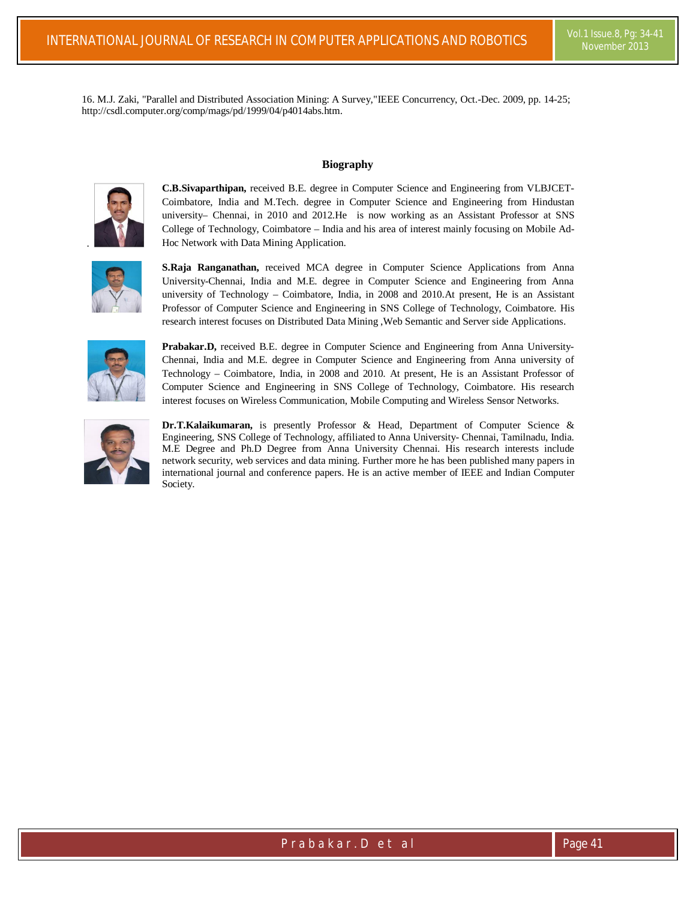16. M.J. Zaki, "Parallel and Distributed Association Mining: A Survey,"IEEE Concurrency, Oct.-Dec. 2009, pp. 14-25; http://csdl.computer.org/comp/mags/pd/1999/04/p4014abs.htm.

## Biography

**C.B.Sivaparthipan,** received B.E. degree in Computer Science and Engineering from VLBJCET-Coimbatore, India and M.Tech. degree in Computer Science and Engineering from Hindustan university– Chennai, in 2010 and 2012.He is now working as an Assistant Professor at SNS College of Technology, Coimbatore – India and his area of interest mainly focusing on Mobile Ad-Hoc Network with Data Mining Application.

**S.Raja Ranganathan,** received MCA degree in Computer Science Applications from Anna University-Chennai, India and M.E. degree in Computer Science and Engineering from Anna university of Technology – Coimbatore, India, in 2008 and 2010.At present, He is an Assistant Professor of Computer Science and Engineering in SNS College of Technology, Coimbatore. His research interest focuses on Distributed Data Mining ,Web Semantic and Server side Applications.

**Prabakar.D,** received B.E. degree in Computer Science and Engineering from Anna University-Chennai, India and M.E. degree in Computer Science and Engineering from Anna university of Technology – Coimbatore, India, in 2008 and 2010. At present, He is an Assistant Professor of Computer Science and Engineering in SNS College of Technology, Coimbatore. His research interest focuses on Wireless Communication, Mobile Computing and Wireless Sensor Networks.

**Dr.T.Kalaikumaran,** is presently Professor & Head, Department of Computer Science & Engineering, SNS College of Technology, affiliated to Anna University- Chennai, Tamilnadu, India. M.E Degree and Ph.D Degree from Anna University Chennai. His research interests include network security, web services and data mining. Further more he has been published many papers in international journal and conference papers. He is an active member of IEEE and Indian Computer Society.